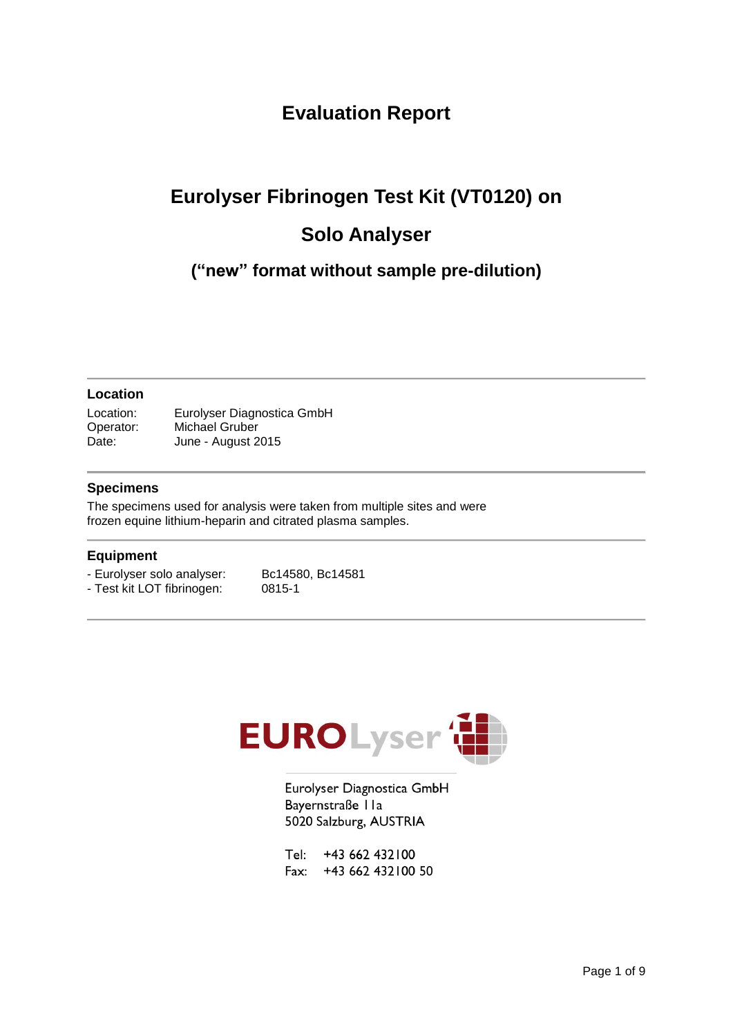# Evaluation Report

## Eurolyser Fibrinogen Test Kit (VT0120) on

## Solo Analyser

### (“new” format without sample pre-dilution)

---

**Location**

Location: Eurolyser Diagnostica GmbH
Operator: Michael Gruber
Date: June - August 2015

---

**Specimens**

The specimens used for analysis were taken from multiple sites and were frozen equine lithium-heparin and citrated plasma samples.

---

**Equipment**

- Eurolyser solo analyser: Bc14580, Bc14581
- Test kit LOT fibrinogen: 0815-1

---

EUROLyser

Eurolyser Diagnostica GmbH
Bayernstraße 11a
5020 Salzburg, AUSTRIA

Tel: +43 662 432100
Fax: +43 662 432100 50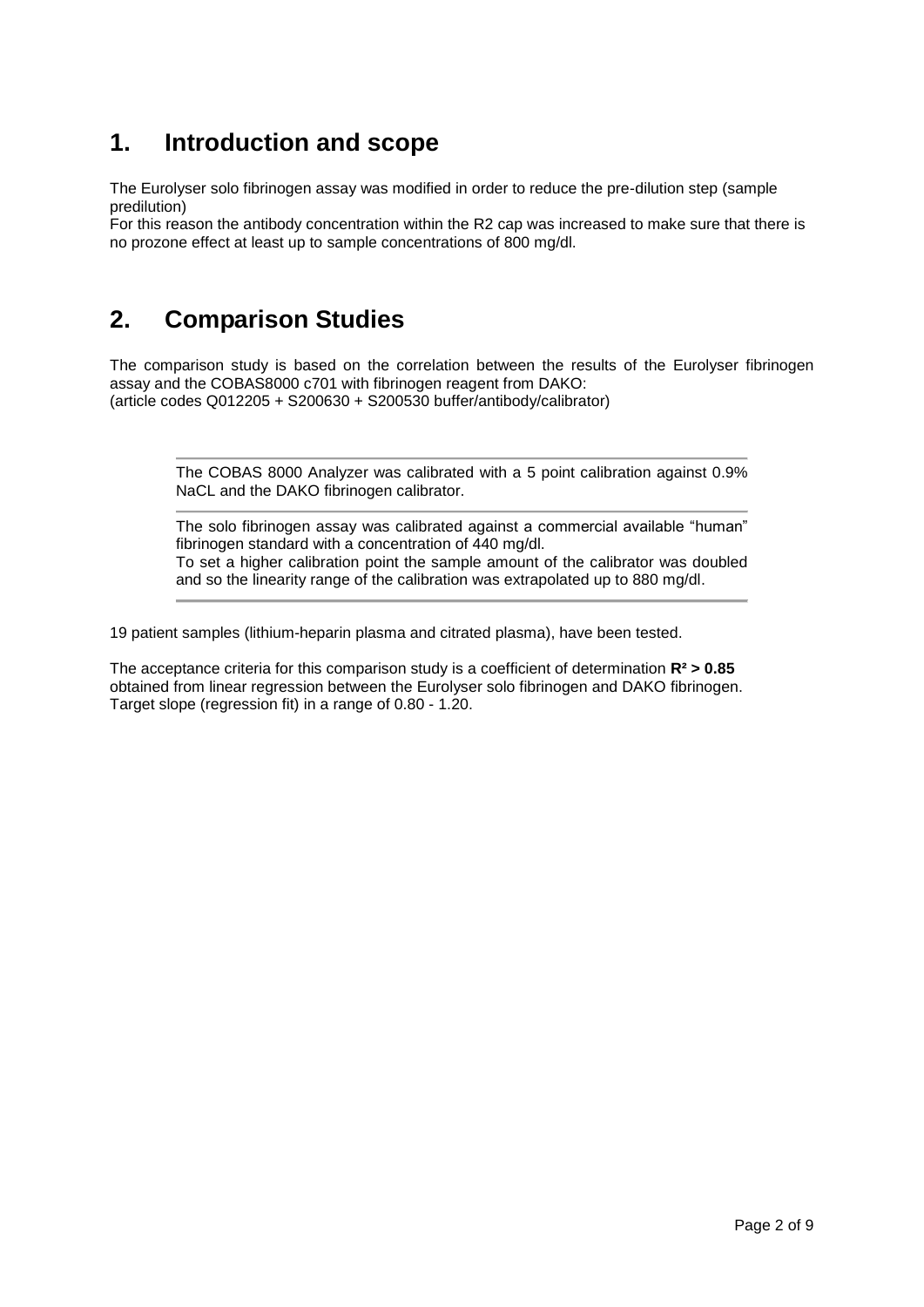# 1. Introduction and scope

The Eurolyser solo fibrinogen assay was modified in order to reduce the pre-dilution step (sample predilution)
For this reason the antibody concentration within the R2 cap was increased to make sure that there is no prozone effect at least up to sample concentrations of 800 mg/dl.

# 2. Comparison Studies

The comparison study is based on the correlation between the results of the Eurolyser fibrinogen assay and the COBAS8000 c701 with fibrinogen reagent from DAKO:
(article codes Q012205 + S200630 + S200530 buffer/antibody/calibrator)

The COBAS 8000 Analyzer was calibrated with a 5 point calibration against 0.9% NaCL and the DAKO fibrinogen calibrator.

The solo fibrinogen assay was calibrated against a commercial available “human” fibrinogen standard with a concentration of 440 mg/dl.
To set a higher calibration point the sample amount of the calibrator was doubled and so the linearity range of the calibration was extrapolated up to 880 mg/dl.

19 patient samples (lithium-heparin plasma and citrated plasma), have been tested.

The acceptance criteria for this comparison study is a coefficient of determination **$R^2 > 0.85$** obtained from linear regression between the Eurolyser solo fibrinogen and DAKO fibrinogen.
Target slope (regression fit) in a range of 0.80 - 1.20.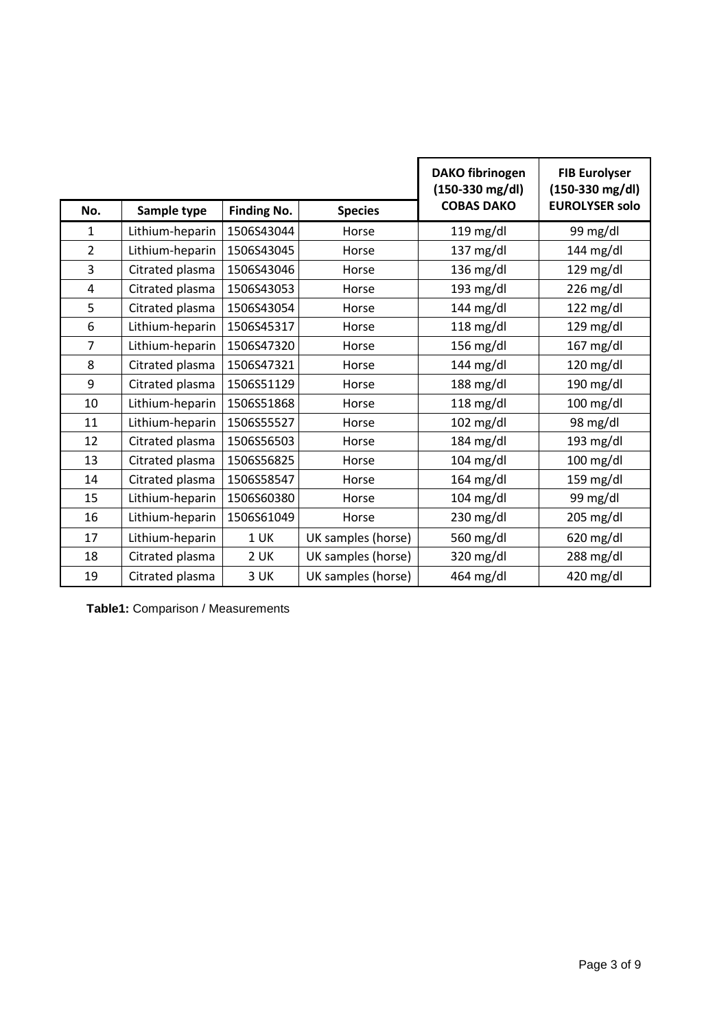| No. | Sample type | Finding No. | Species | DAKO fibrinogen (150-330 mg/dl) COBAS DAKO | FIB Eurolyser (150-330 mg/dl) EUROLYSER solo |
|---|---|---|---|---|---|
| 1 | Lithium-heparin | 1506S43044 | Horse | 119 mg/dl | 99 mg/dl |
| 2 | Lithium-heparin | 1506S43045 | Horse | 137 mg/dl | 144 mg/dl |
| 3 | Citrated plasma | 1506S43046 | Horse | 136 mg/dl | 129 mg/dl |
| 4 | Citrated plasma | 1506S43053 | Horse | 193 mg/dl | 226 mg/dl |
| 5 | Citrated plasma | 1506S43054 | Horse | 144 mg/dl | 122 mg/dl |
| 6 | Lithium-heparin | 1506S45317 | Horse | 118 mg/dl | 129 mg/dl |
| 7 | Lithium-heparin | 1506S47320 | Horse | 156 mg/dl | 167 mg/dl |
| 8 | Citrated plasma | 1506S47321 | Horse | 144 mg/dl | 120 mg/dl |
| 9 | Citrated plasma | 1506S51129 | Horse | 188 mg/dl | 190 mg/dl |
| 10 | Lithium-heparin | 1506S51868 | Horse | 118 mg/dl | 100 mg/dl |
| 11 | Lithium-heparin | 1506S55527 | Horse | 102 mg/dl | 98 mg/dl |
| 12 | Citrated plasma | 1506S56503 | Horse | 184 mg/dl | 193 mg/dl |
| 13 | Citrated plasma | 1506S56825 | Horse | 104 mg/dl | 100 mg/dl |
| 14 | Citrated plasma | 1506S58547 | Horse | 164 mg/dl | 159 mg/dl |
| 15 | Lithium-heparin | 1506S60380 | Horse | 104 mg/dl | 99 mg/dl |
| 16 | Lithium-heparin | 1506S61049 | Horse | 230 mg/dl | 205 mg/dl |
| 17 | Lithium-heparin | 1 UK | UK samples (horse) | 560 mg/dl | 620 mg/dl |
| 18 | Citrated plasma | 2 UK | UK samples (horse) | 320 mg/dl | 288 mg/dl |
| 19 | Citrated plasma | 3 UK | UK samples (horse) | 464 mg/dl | 420 mg/dl |

**Table1:** Comparison / Measurements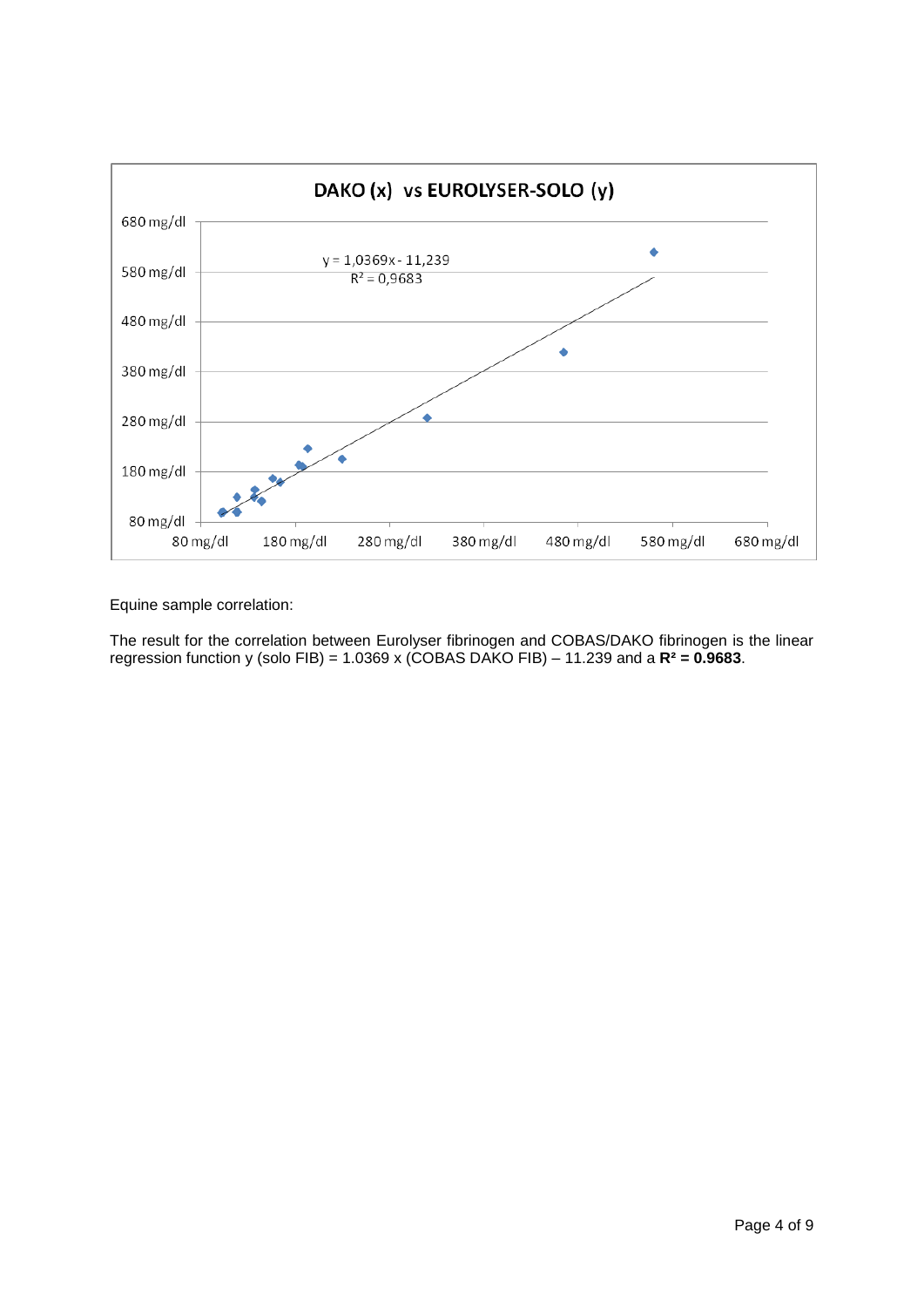DAKO (x) vs EUROLYSER-SOLO (y)

y = 1,0369x - 11,239
$R^2$ = 0,9683

Equine sample correlation:

The result for the correlation between Eurolyser fibrinogen and COBAS/DAKO fibrinogen is the linear regression function y (solo FIB) = 1.0369 x (COBAS DAKO FIB) – 11.239 and a **$R^2$ = 0.9683**.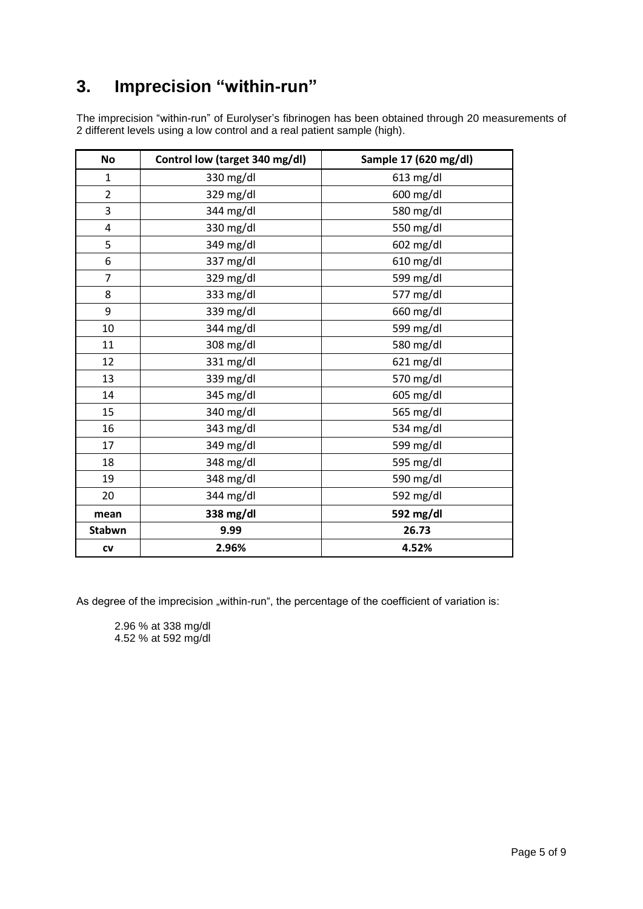# 3. Imprecision "within-run"

The imprecision "within-run" of Eurolyser's fibrinogen has been obtained through 20 measurements of 2 different levels using a low control and a real patient sample (high).

| No | Control low (target 340 mg/dl) | Sample 17 (620 mg/dl) |
|---|---|---|
| 1 | 330 mg/dl | 613 mg/dl |
| 2 | 329 mg/dl | 600 mg/dl |
| 3 | 344 mg/dl | 580 mg/dl |
| 4 | 330 mg/dl | 550 mg/dl |
| 5 | 349 mg/dl | 602 mg/dl |
| 6 | 337 mg/dl | 610 mg/dl |
| 7 | 329 mg/dl | 599 mg/dl |
| 8 | 333 mg/dl | 577 mg/dl |
| 9 | 339 mg/dl | 660 mg/dl |
| 10 | 344 mg/dl | 599 mg/dl |
| 11 | 308 mg/dl | 580 mg/dl |
| 12 | 331 mg/dl | 621 mg/dl |
| 13 | 339 mg/dl | 570 mg/dl |
| 14 | 345 mg/dl | 605 mg/dl |
| 15 | 340 mg/dl | 565 mg/dl |
| 16 | 343 mg/dl | 534 mg/dl |
| 17 | 349 mg/dl | 599 mg/dl |
| 18 | 348 mg/dl | 595 mg/dl |
| 19 | 348 mg/dl | 590 mg/dl |
| 20 | 344 mg/dl | 592 mg/dl |
| **mean** | **338 mg/dl** | **592 mg/dl** |
| **Stabwn** | **9.99** | **26.73** |
| **cv** | **2.96%** | **4.52%** |

As degree of the imprecision „within-run", the percentage of the coefficient of variation is:

2.96 % at 338 mg/dl
4.52 % at 592 mg/dl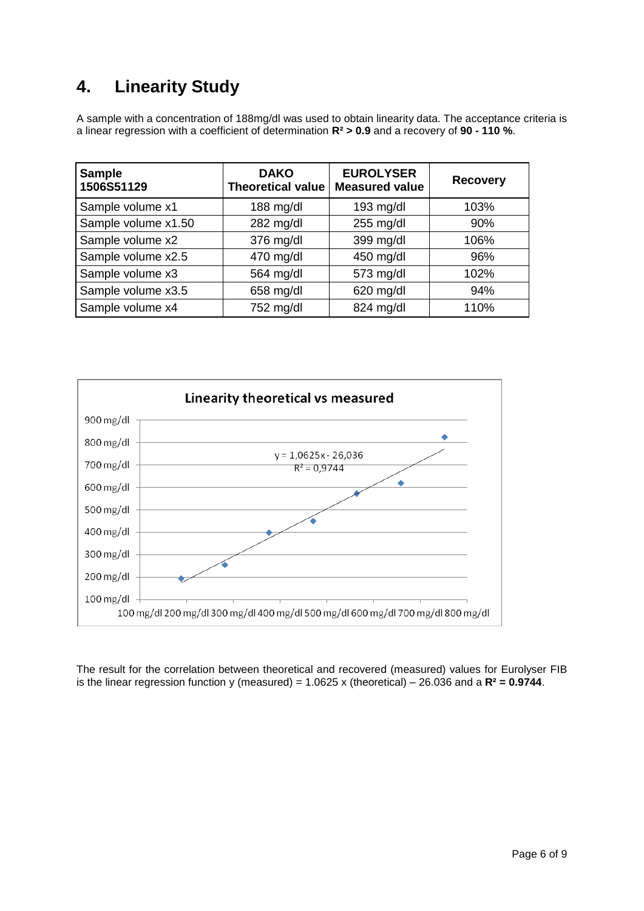## 4. Linearity Study

A sample with a concentration of 188mg/dl was used to obtain linearity data. The acceptance criteria is a linear regression with a coefficient of determination **$R^2$ > 0.9** and a recovery of **90 - 110 %**.

| Sample 1506S51129 | DAKO Theoretical value | EUROLYSER Measured value | Recovery |
|---|---|---|---|
| Sample volume x1 | 188 mg/dl | 193 mg/dl | 103% |
| Sample volume x1.50 | 282 mg/dl | 255 mg/dl | 90% |
| Sample volume x2 | 376 mg/dl | 399 mg/dl | 106% |
| Sample volume x2.5 | 470 mg/dl | 450 mg/dl | 96% |
| Sample volume x3 | 564 mg/dl | 573 mg/dl | 102% |
| Sample volume x3.5 | 658 mg/dl | 620 mg/dl | 94% |
| Sample volume x4 | 752 mg/dl | 824 mg/dl | 110% |

The result for the correlation between theoretical and recovered (measured) values for Eurolyser FIB is the linear regression function y (measured) = 1.0625 x (theoretical) – 26.036 and a **$R^2$ = 0.9744**.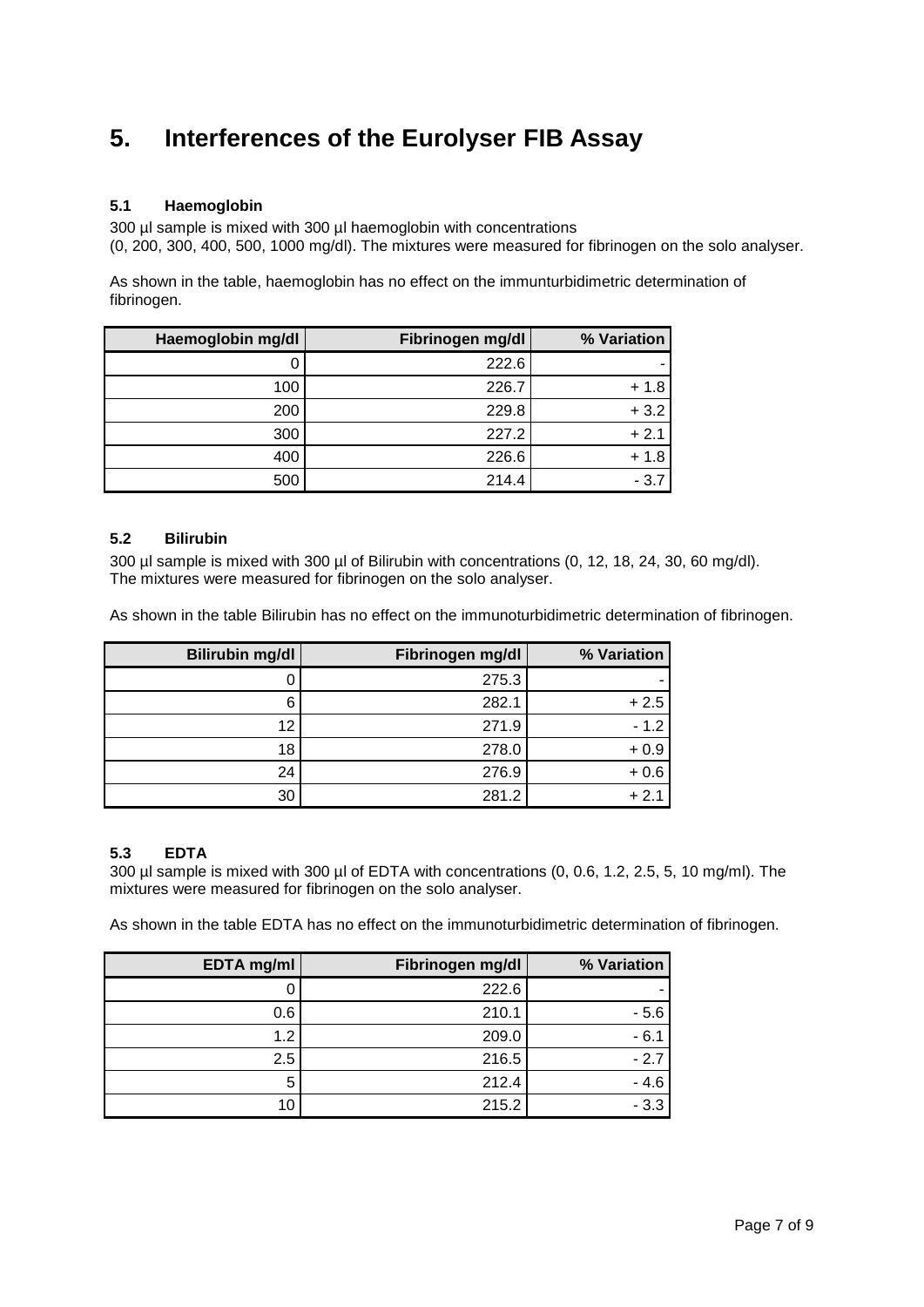# 5. Interferences of the Eurolyser FIB Assay

### 5.1 Haemoglobin

300 µl sample is mixed with 300 µl haemoglobin with concentrations
(0, 200, 300, 400, 500, 1000 mg/dl). The mixtures were measured for fibrinogen on the solo analyser.

As shown in the table, haemoglobin has no effect on the immunturbidimetric determination of fibrinogen.

| Haemoglobin mg/dl | Fibrinogen mg/dl | % Variation |
|---:|---:|---:|
| 0 | 222.6 | - |
| 100 | 226.7 | + 1.8 |
| 200 | 229.8 | + 3.2 |
| 300 | 227.2 | + 2.1 |
| 400 | 226.6 | + 1.8 |
| 500 | 214.4 | - 3.7 |

### 5.2 Bilirubin

300 µl sample is mixed with 300 µl of Bilirubin with concentrations (0, 12, 18, 24, 30, 60 mg/dl).
The mixtures were measured for fibrinogen on the solo analyser.

As shown in the table Bilirubin has no effect on the immunoturbidimetric determination of fibrinogen.

| Bilirubin mg/dl | Fibrinogen mg/dl | % Variation |
|---:|---:|---:|
| 0 | 275.3 | - |
| 6 | 282.1 | + 2.5 |
| 12 | 271.9 | - 1.2 |
| 18 | 278.0 | + 0.9 |
| 24 | 276.9 | + 0.6 |
| 30 | 281.2 | + 2.1 |

### 5.3 EDTA

300 µl sample is mixed with 300 µl of EDTA with concentrations (0, 0.6, 1.2, 2.5, 5, 10 mg/ml). The mixtures were measured for fibrinogen on the solo analyser.

As shown in the table EDTA has no effect on the immunoturbidimetric determination of fibrinogen.

| EDTA mg/ml | Fibrinogen mg/dl | % Variation |
|---:|---:|---:|
| 0 | 222.6 | - |
| 0.6 | 210.1 | - 5.6 |
| 1.2 | 209.0 | - 6.1 |
| 2.5 | 216.5 | - 2.7 |
| 5 | 212.4 | - 4.6 |
| 10 | 215.2 | - 3.3 |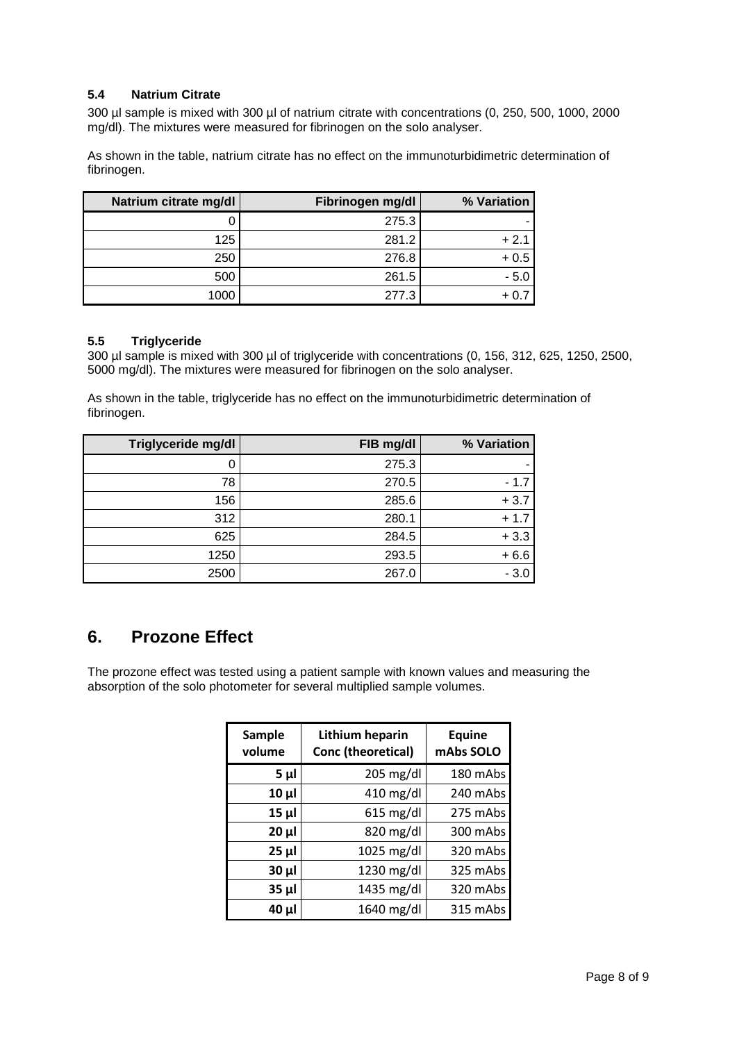### 5.4 Natrium Citrate

300 µl sample is mixed with 300 µl of natrium citrate with concentrations (0, 250, 500, 1000, 2000 mg/dl). The mixtures were measured for fibrinogen on the solo analyser.

As shown in the table, natrium citrate has no effect on the immunoturbidimetric determination of fibrinogen.

| Natrium citrate mg/dl | Fibrinogen mg/dl | % Variation |
|---|---|---|
| 0 | 275.3 | - |
| 125 | 281.2 | + 2.1 |
| 250 | 276.8 | + 0.5 |
| 500 | 261.5 | - 5.0 |
| 1000 | 277.3 | + 0.7 |

### 5.5 Triglyceride

300 µl sample is mixed with 300 µl of triglyceride with concentrations (0, 156, 312, 625, 1250, 2500, 5000 mg/dl). The mixtures were measured for fibrinogen on the solo analyser.

As shown in the table, triglyceride has no effect on the immunoturbidimetric determination of fibrinogen.

| Triglyceride mg/dl | FIB mg/dl | % Variation |
|---|---|---|
| 0 | 275.3 | - |
| 78 | 270.5 | - 1.7 |
| 156 | 285.6 | + 3.7 |
| 312 | 280.1 | + 1.7 |
| 625 | 284.5 | + 3.3 |
| 1250 | 293.5 | + 6.6 |
| 2500 | 267.0 | - 3.0 |

## 6. Prozone Effect

The prozone effect was tested using a patient sample with known values and measuring the absorption of the solo photometer for several multiplied sample volumes.

| Sample volume | Lithium heparin Conc (theoretical) | Equine mAbs SOLO |
|---|---|---|
| 5 µl | 205 mg/dl | 180 mAbs |
| 10 µl | 410 mg/dl | 240 mAbs |
| 15 µl | 615 mg/dl | 275 mAbs |
| 20 µl | 820 mg/dl | 300 mAbs |
| 25 µl | 1025 mg/dl | 320 mAbs |
| 30 µl | 1230 mg/dl | 325 mAbs |
| 35 µl | 1435 mg/dl | 320 mAbs |
| 40 µl | 1640 mg/dl | 315 mAbs |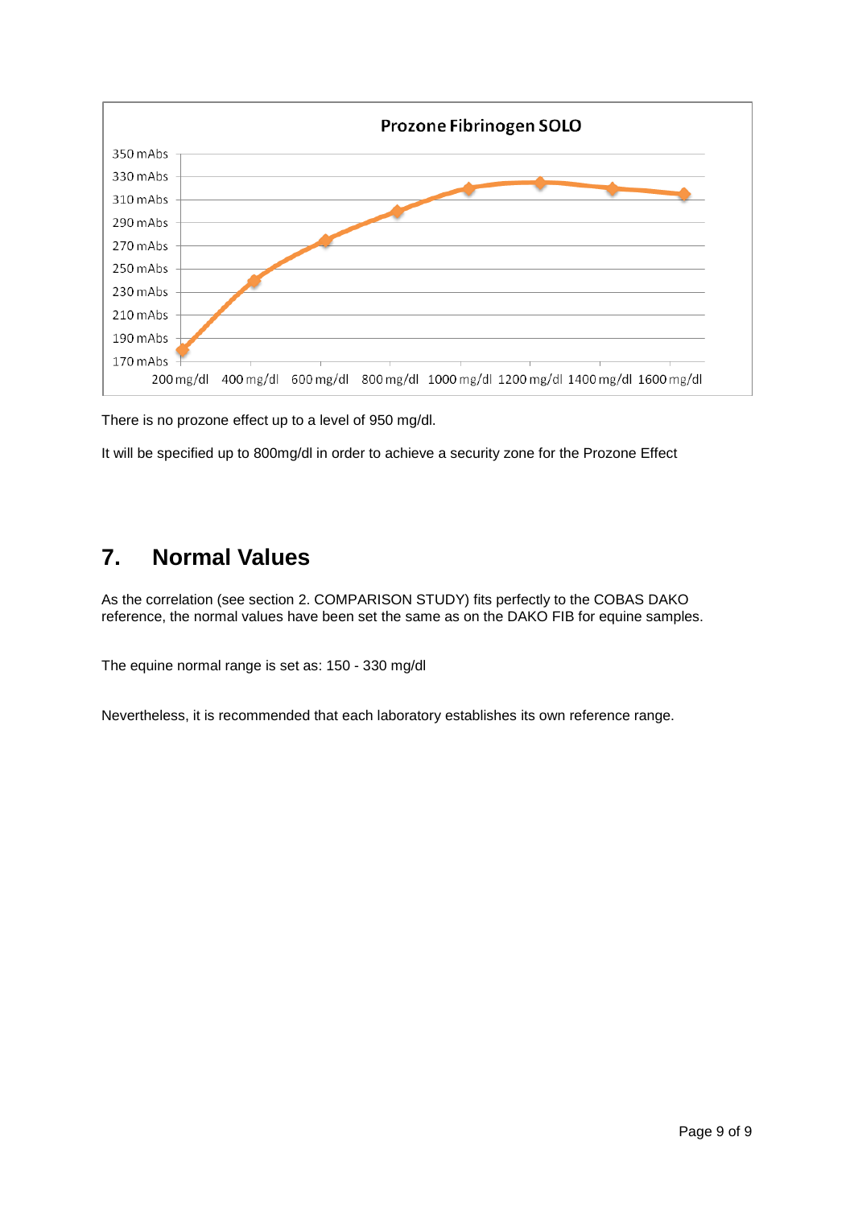Prozone Fibrinogen SOLO

350 mAbs
330 mAbs
310 mAbs
290 mAbs
270 mAbs
250 mAbs
230 mAbs
210 mAbs
190 mAbs
170 mAbs

200 mg/dl 400 mg/dl 600 mg/dl 800 mg/dl 1000 mg/dl 1200 mg/dl 1400 mg/dl 1600 mg/dl

There is no prozone effect up to a level of 950 mg/dl.

It will be specified up to 800mg/dl in order to achieve a security zone for the Prozone Effect

## 7. Normal Values

As the correlation (see section 2. COMPARISON STUDY) fits perfectly to the COBAS DAKO reference, the normal values have been set the same as on the DAKO FIB for equine samples.

The equine normal range is set as: 150 - 330 mg/dl

Nevertheless, it is recommended that each laboratory establishes its own reference range.